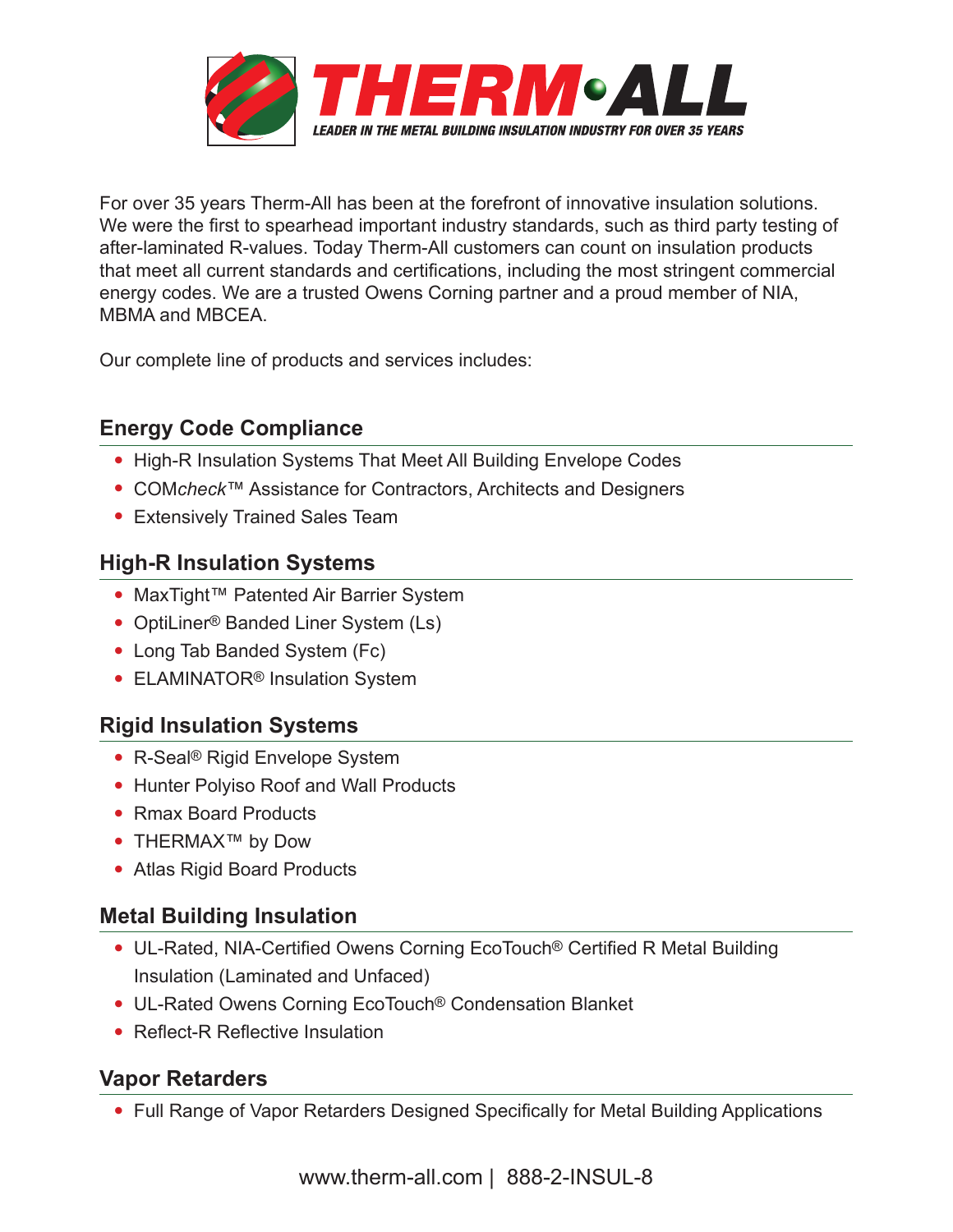# THERM•ALL

**LEADER IN THE METAL BUILDING INSULATION INDUSTRY FOR OVER 35 YEARS**

For over 35 years Therm-All has been at the forefront of innovative insulation solutions. We were the first to spearhead important industry standards, such as third party testing of after-laminated R-values. Today Therm-All customers can count on insulation products that meet all current standards and certifications, including the most stringent commercial energy codes. We are a trusted Owens Corning partner and a proud member of NIA, MBMA and MBCEA.

Our complete line of products and services includes:

## Energy Code Compliance

- High-R Insulation Systems That Meet All Building Envelope Codes
- COM*check*™ Assistance for Contractors, Architects and Designers
- Extensively Trained Sales Team

## High-R Insulation Systems

- MaxTight™ Patented Air Barrier System
- OptiLiner® Banded Liner System (Ls)
- Long Tab Banded System (Fc)
- ELAMINATOR® Insulation System

## Rigid Insulation Systems

- R-Seal® Rigid Envelope System
- Hunter Polyiso Roof and Wall Products
- Rmax Board Products
- THERMAX™ by Dow
- Atlas Rigid Board Products

## Metal Building Insulation

- UL-Rated, NIA-Certified Owens Corning EcoTouch® Certified R Metal Building Insulation (Laminated and Unfaced)
- UL-Rated Owens Corning EcoTouch® Condensation Blanket
- Reflect-R Reflective Insulation

## Vapor Retarders

- Full Range of Vapor Retarders Designed Specifically for Metal Building Applications

www.therm-all.com | 888-2-INSUL-8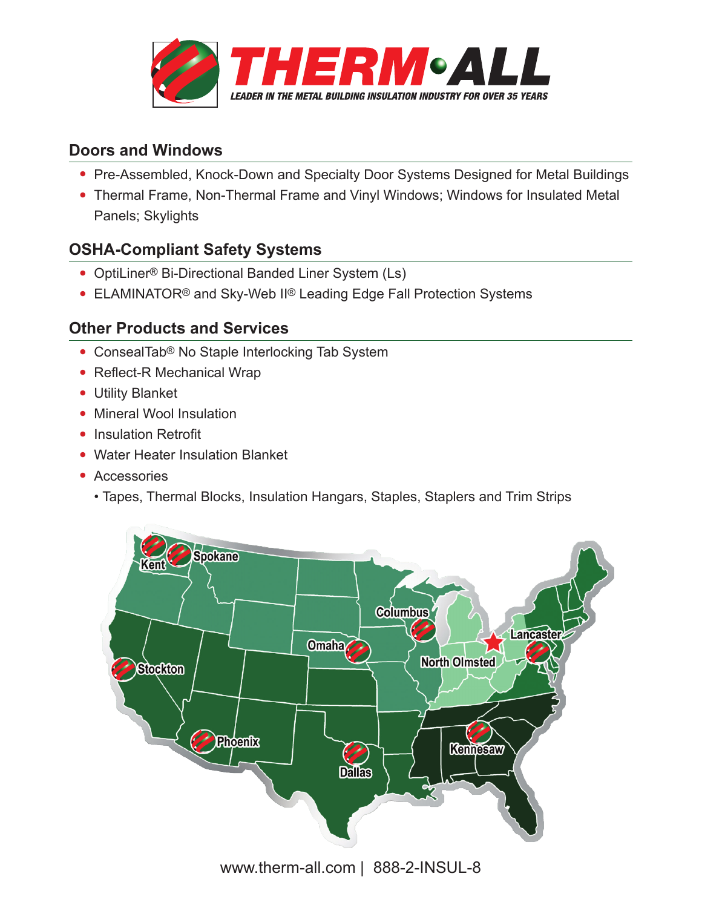**THERM•ALL**

*LEADER IN THE METAL BUILDING INSULATION INDUSTRY FOR OVER 35 YEARS*

## Doors and Windows

- Pre-Assembled, Knock-Down and Specialty Door Systems Designed for Metal Buildings
- Thermal Frame, Non-Thermal Frame and Vinyl Windows; Windows for Insulated Metal Panels; Skylights

## OSHA-Compliant Safety Systems

- OptiLiner® Bi-Directional Banded Liner System (Ls)
- ELAMINATOR® and Sky-Web II® Leading Edge Fall Protection Systems

## Other Products and Services

- ConsealTab® No Staple Interlocking Tab System
- Reflect-R Mechanical Wrap
- Utility Blanket
- Mineral Wool Insulation
- Insulation Retrofit
- Water Heater Insulation Blanket
- Accessories
  - Tapes, Thermal Blocks, Insulation Hangars, Staples, Staplers and Trim Strips

Kent
Spokane
Columbus
Lancaster
Omaha
North Olmsted
Stockton
Phoenix
Dallas
Kennesaw

www.therm-all.com | 888-2-INSUL-8